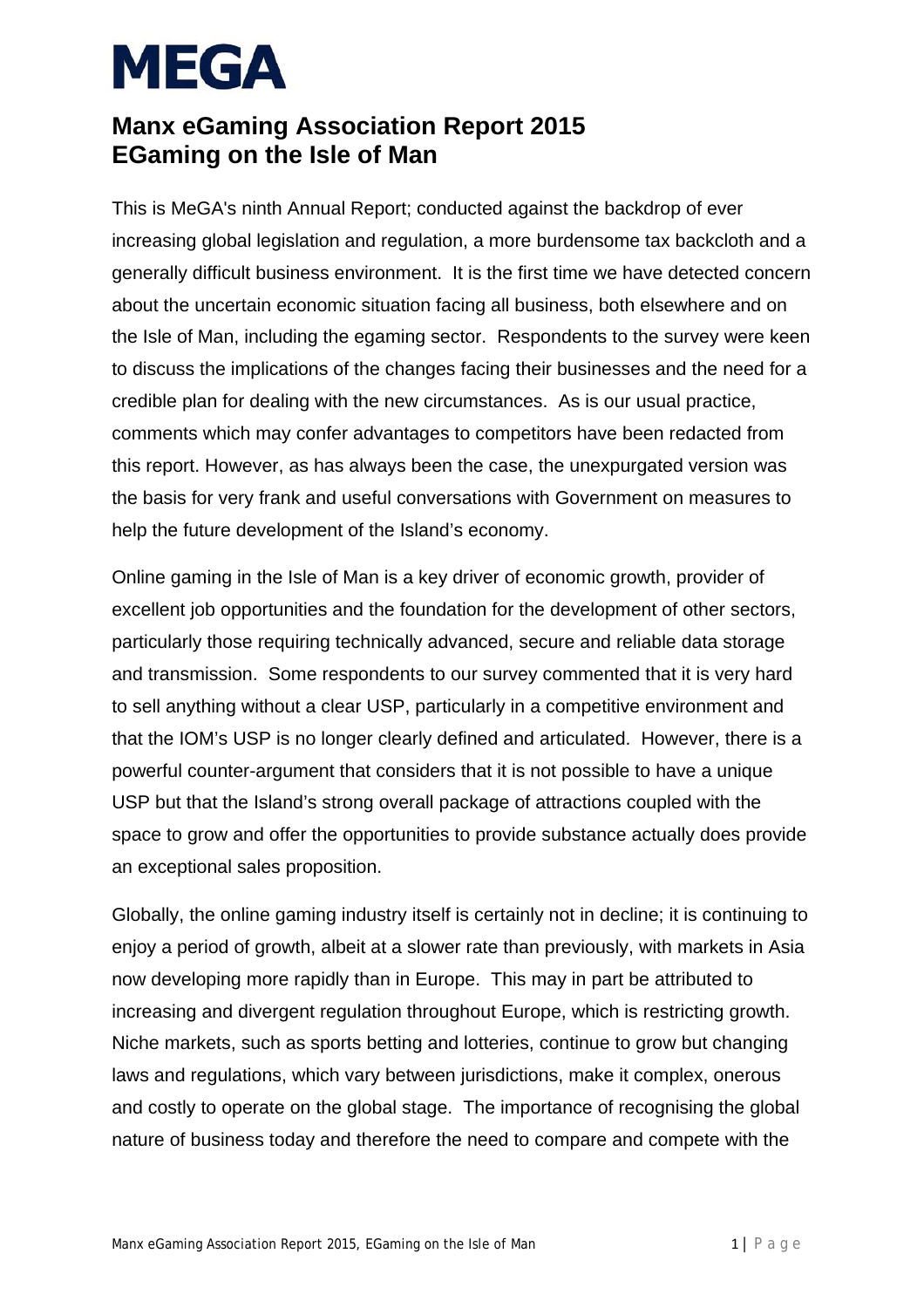# MEGA

## Manx eGaming Association Report 2015
## EGaming on the Isle of Man

This is MeGA's ninth Annual Report; conducted against the backdrop of ever increasing global legislation and regulation, a more burdensome tax backcloth and a generally difficult business environment. It is the first time we have detected concern about the uncertain economic situation facing all business, both elsewhere and on the Isle of Man, including the egaming sector. Respondents to the survey were keen to discuss the implications of the changes facing their businesses and the need for a credible plan for dealing with the new circumstances. As is our usual practice, comments which may confer advantages to competitors have been redacted from this report. However, as has always been the case, the unexpurgated version was the basis for very frank and useful conversations with Government on measures to help the future development of the Island's economy.

Online gaming in the Isle of Man is a key driver of economic growth, provider of excellent job opportunities and the foundation for the development of other sectors, particularly those requiring technically advanced, secure and reliable data storage and transmission. Some respondents to our survey commented that it is very hard to sell anything without a clear USP, particularly in a competitive environment and that the IOM's USP is no longer clearly defined and articulated. However, there is a powerful counter-argument that considers that it is not possible to have a unique USP but that the Island's strong overall package of attractions coupled with the space to grow and offer the opportunities to provide substance actually does provide an exceptional sales proposition.

Globally, the online gaming industry itself is certainly not in decline; it is continuing to enjoy a period of growth, albeit at a slower rate than previously, with markets in Asia now developing more rapidly than in Europe. This may in part be attributed to increasing and divergent regulation throughout Europe, which is restricting growth. Niche markets, such as sports betting and lotteries, continue to grow but changing laws and regulations, which vary between jurisdictions, make it complex, onerous and costly to operate on the global stage. The importance of recognising the global nature of business today and therefore the need to compare and compete with the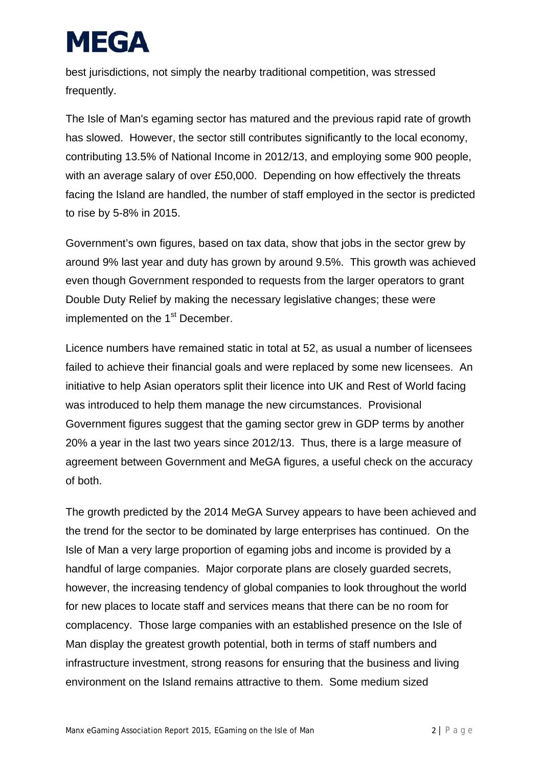best jurisdictions, not simply the nearby traditional competition, was stressed frequently.

The Isle of Man's egaming sector has matured and the previous rapid rate of growth has slowed. However, the sector still contributes significantly to the local economy, contributing 13.5% of National Income in 2012/13, and employing some 900 people, with an average salary of over £50,000. Depending on how effectively the threats facing the Island are handled, the number of staff employed in the sector is predicted to rise by 5-8% in 2015.

Government's own figures, based on tax data, show that jobs in the sector grew by around 9% last year and duty has grown by around 9.5%. This growth was achieved even though Government responded to requests from the larger operators to grant Double Duty Relief by making the necessary legislative changes; these were implemented on the 1st December.

Licence numbers have remained static in total at 52, as usual a number of licensees failed to achieve their financial goals and were replaced by some new licensees. An initiative to help Asian operators split their licence into UK and Rest of World facing was introduced to help them manage the new circumstances. Provisional Government figures suggest that the gaming sector grew in GDP terms by another 20% a year in the last two years since 2012/13. Thus, there is a large measure of agreement between Government and MeGA figures, a useful check on the accuracy of both.

The growth predicted by the 2014 MeGA Survey appears to have been achieved and the trend for the sector to be dominated by large enterprises has continued. On the Isle of Man a very large proportion of egaming jobs and income is provided by a handful of large companies. Major corporate plans are closely guarded secrets, however, the increasing tendency of global companies to look throughout the world for new places to locate staff and services means that there can be no room for complacency. Those large companies with an established presence on the Isle of Man display the greatest growth potential, both in terms of staff numbers and infrastructure investment, strong reasons for ensuring that the business and living environment on the Island remains attractive to them. Some medium sized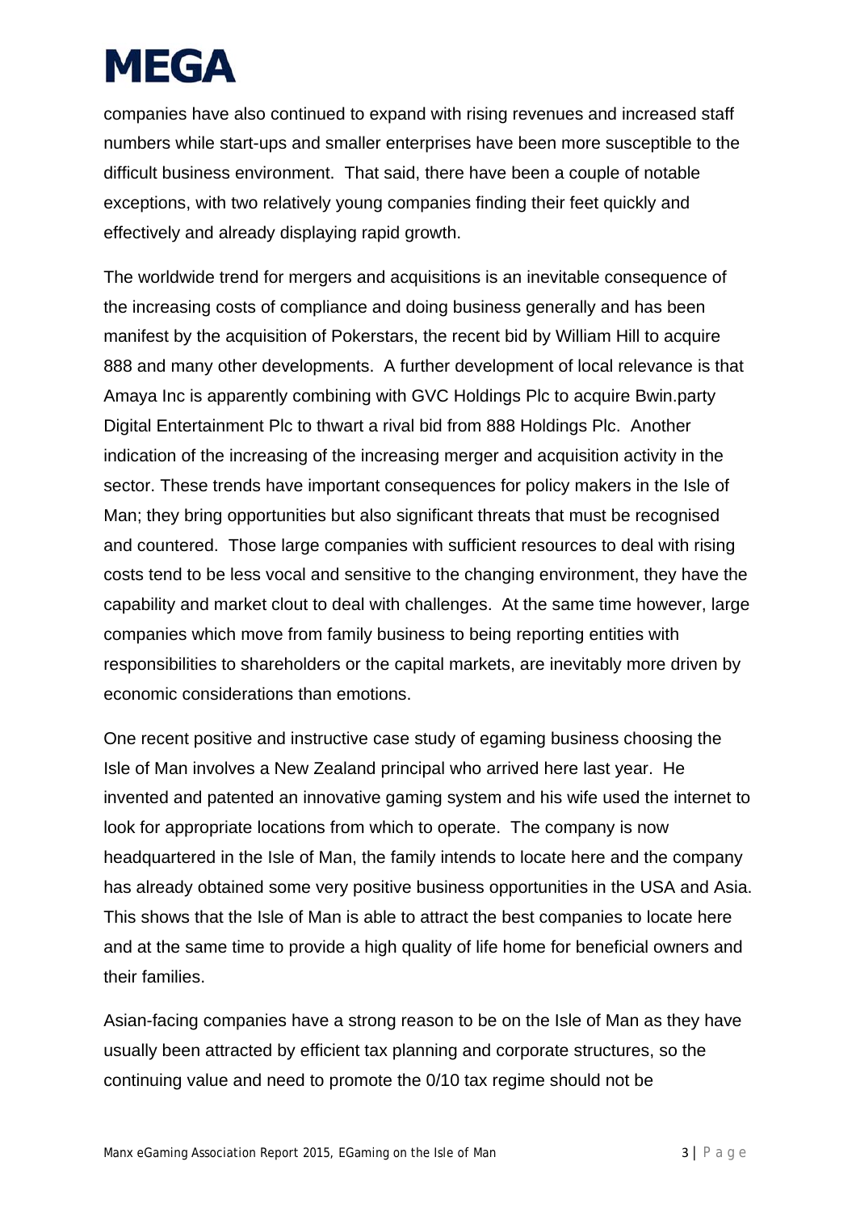companies have also continued to expand with rising revenues and increased staff numbers while start-ups and smaller enterprises have been more susceptible to the difficult business environment. That said, there have been a couple of notable exceptions, with two relatively young companies finding their feet quickly and effectively and already displaying rapid growth.

The worldwide trend for mergers and acquisitions is an inevitable consequence of the increasing costs of compliance and doing business generally and has been manifest by the acquisition of Pokerstars, the recent bid by William Hill to acquire 888 and many other developments. A further development of local relevance is that Amaya Inc is apparently combining with GVC Holdings Plc to acquire Bwin.party Digital Entertainment Plc to thwart a rival bid from 888 Holdings Plc. Another indication of the increasing of the increasing merger and acquisition activity in the sector. These trends have important consequences for policy makers in the Isle of Man; they bring opportunities but also significant threats that must be recognised and countered. Those large companies with sufficient resources to deal with rising costs tend to be less vocal and sensitive to the changing environment, they have the capability and market clout to deal with challenges. At the same time however, large companies which move from family business to being reporting entities with responsibilities to shareholders or the capital markets, are inevitably more driven by economic considerations than emotions.

One recent positive and instructive case study of egaming business choosing the Isle of Man involves a New Zealand principal who arrived here last year. He invented and patented an innovative gaming system and his wife used the internet to look for appropriate locations from which to operate. The company is now headquartered in the Isle of Man, the family intends to locate here and the company has already obtained some very positive business opportunities in the USA and Asia. This shows that the Isle of Man is able to attract the best companies to locate here and at the same time to provide a high quality of life home for beneficial owners and their families.

Asian-facing companies have a strong reason to be on the Isle of Man as they have usually been attracted by efficient tax planning and corporate structures, so the continuing value and need to promote the 0/10 tax regime should not be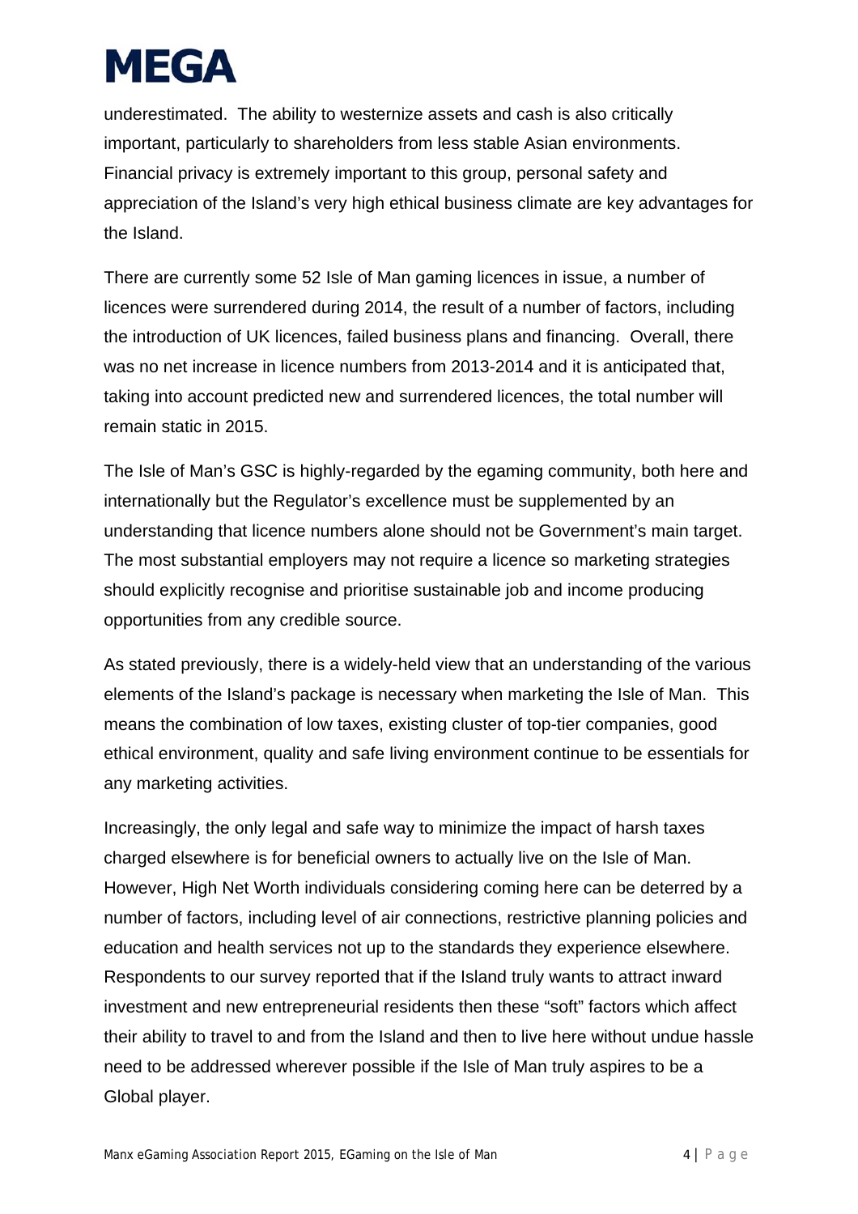underestimated. The ability to westernize assets and cash is also critically important, particularly to shareholders from less stable Asian environments. Financial privacy is extremely important to this group, personal safety and appreciation of the Island's very high ethical business climate are key advantages for the Island.

There are currently some 52 Isle of Man gaming licences in issue, a number of licences were surrendered during 2014, the result of a number of factors, including the introduction of UK licences, failed business plans and financing. Overall, there was no net increase in licence numbers from 2013-2014 and it is anticipated that, taking into account predicted new and surrendered licences, the total number will remain static in 2015.

The Isle of Man's GSC is highly-regarded by the egaming community, both here and internationally but the Regulator's excellence must be supplemented by an understanding that licence numbers alone should not be Government's main target. The most substantial employers may not require a licence so marketing strategies should explicitly recognise and prioritise sustainable job and income producing opportunities from any credible source.

As stated previously, there is a widely-held view that an understanding of the various elements of the Island's package is necessary when marketing the Isle of Man. This means the combination of low taxes, existing cluster of top-tier companies, good ethical environment, quality and safe living environment continue to be essentials for any marketing activities.

Increasingly, the only legal and safe way to minimize the impact of harsh taxes charged elsewhere is for beneficial owners to actually live on the Isle of Man. However, High Net Worth individuals considering coming here can be deterred by a number of factors, including level of air connections, restrictive planning policies and education and health services not up to the standards they experience elsewhere. Respondents to our survey reported that if the Island truly wants to attract inward investment and new entrepreneurial residents then these "soft" factors which affect their ability to travel to and from the Island and then to live here without undue hassle need to be addressed wherever possible if the Isle of Man truly aspires to be a Global player.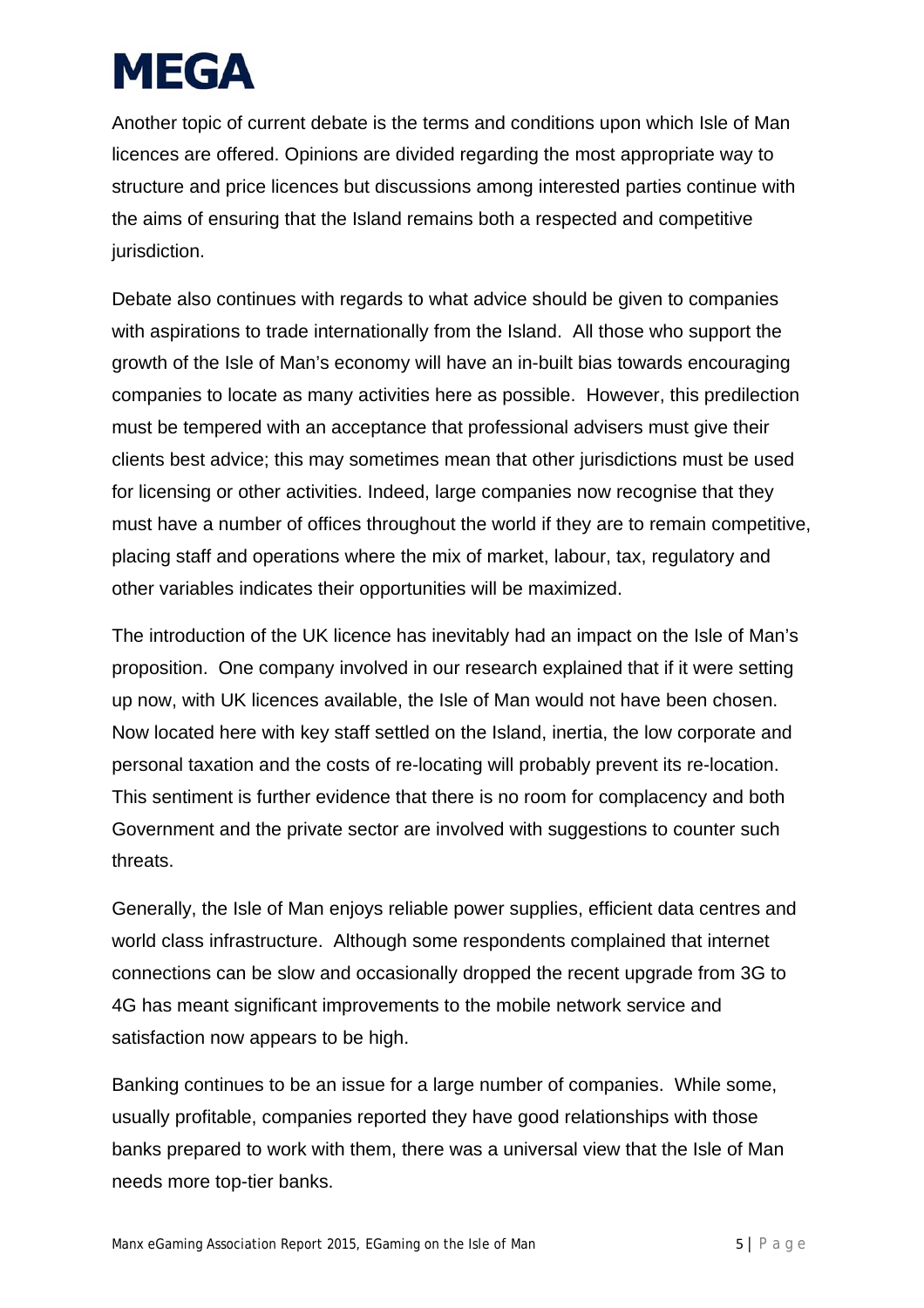Another topic of current debate is the terms and conditions upon which Isle of Man licences are offered. Opinions are divided regarding the most appropriate way to structure and price licences but discussions among interested parties continue with the aims of ensuring that the Island remains both a respected and competitive jurisdiction.

Debate also continues with regards to what advice should be given to companies with aspirations to trade internationally from the Island. All those who support the growth of the Isle of Man's economy will have an in-built bias towards encouraging companies to locate as many activities here as possible. However, this predilection must be tempered with an acceptance that professional advisers must give their clients best advice; this may sometimes mean that other jurisdictions must be used for licensing or other activities. Indeed, large companies now recognise that they must have a number of offices throughout the world if they are to remain competitive, placing staff and operations where the mix of market, labour, tax, regulatory and other variables indicates their opportunities will be maximized.

The introduction of the UK licence has inevitably had an impact on the Isle of Man's proposition. One company involved in our research explained that if it were setting up now, with UK licences available, the Isle of Man would not have been chosen. Now located here with key staff settled on the Island, inertia, the low corporate and personal taxation and the costs of re-locating will probably prevent its re-location. This sentiment is further evidence that there is no room for complacency and both Government and the private sector are involved with suggestions to counter such threats.

Generally, the Isle of Man enjoys reliable power supplies, efficient data centres and world class infrastructure. Although some respondents complained that internet connections can be slow and occasionally dropped the recent upgrade from 3G to 4G has meant significant improvements to the mobile network service and satisfaction now appears to be high.

Banking continues to be an issue for a large number of companies. While some, usually profitable, companies reported they have good relationships with those banks prepared to work with them, there was a universal view that the Isle of Man needs more top-tier banks.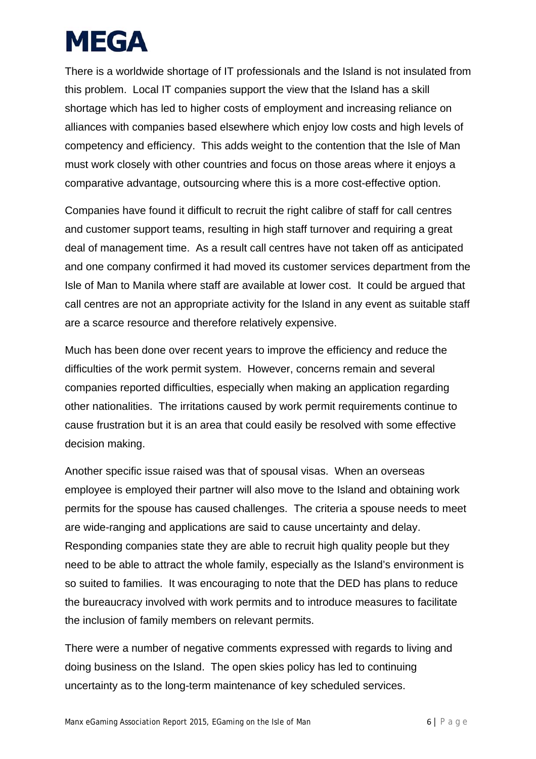There is a worldwide shortage of IT professionals and the Island is not insulated from this problem. Local IT companies support the view that the Island has a skill shortage which has led to higher costs of employment and increasing reliance on alliances with companies based elsewhere which enjoy low costs and high levels of competency and efficiency. This adds weight to the contention that the Isle of Man must work closely with other countries and focus on those areas where it enjoys a comparative advantage, outsourcing where this is a more cost-effective option.

Companies have found it difficult to recruit the right calibre of staff for call centres and customer support teams, resulting in high staff turnover and requiring a great deal of management time. As a result call centres have not taken off as anticipated and one company confirmed it had moved its customer services department from the Isle of Man to Manila where staff are available at lower cost. It could be argued that call centres are not an appropriate activity for the Island in any event as suitable staff are a scarce resource and therefore relatively expensive.

Much has been done over recent years to improve the efficiency and reduce the difficulties of the work permit system. However, concerns remain and several companies reported difficulties, especially when making an application regarding other nationalities. The irritations caused by work permit requirements continue to cause frustration but it is an area that could easily be resolved with some effective decision making.

Another specific issue raised was that of spousal visas. When an overseas employee is employed their partner will also move to the Island and obtaining work permits for the spouse has caused challenges. The criteria a spouse needs to meet are wide-ranging and applications are said to cause uncertainty and delay. Responding companies state they are able to recruit high quality people but they need to be able to attract the whole family, especially as the Island's environment is so suited to families. It was encouraging to note that the DED has plans to reduce the bureaucracy involved with work permits and to introduce measures to facilitate the inclusion of family members on relevant permits.

There were a number of negative comments expressed with regards to living and doing business on the Island. The open skies policy has led to continuing uncertainty as to the long-term maintenance of key scheduled services.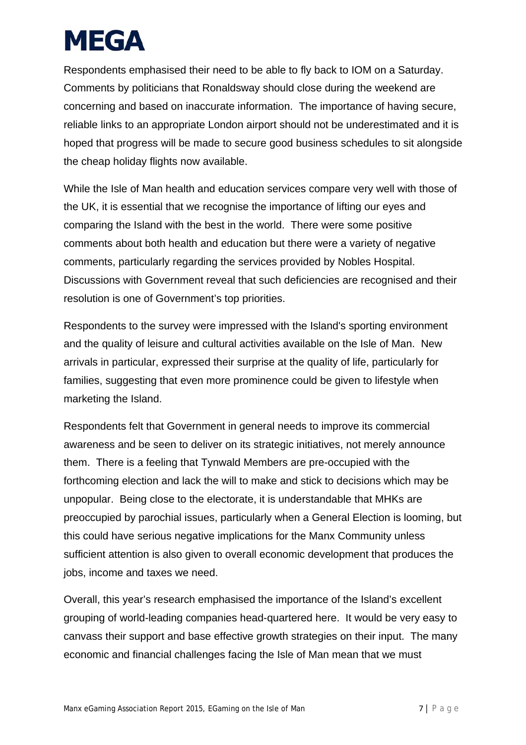Respondents emphasised their need to be able to fly back to IOM on a Saturday. Comments by politicians that Ronaldsway should close during the weekend are concerning and based on inaccurate information. The importance of having secure, reliable links to an appropriate London airport should not be underestimated and it is hoped that progress will be made to secure good business schedules to sit alongside the cheap holiday flights now available.

While the Isle of Man health and education services compare very well with those of the UK, it is essential that we recognise the importance of lifting our eyes and comparing the Island with the best in the world. There were some positive comments about both health and education but there were a variety of negative comments, particularly regarding the services provided by Nobles Hospital. Discussions with Government reveal that such deficiencies are recognised and their resolution is one of Government's top priorities.

Respondents to the survey were impressed with the Island's sporting environment and the quality of leisure and cultural activities available on the Isle of Man. New arrivals in particular, expressed their surprise at the quality of life, particularly for families, suggesting that even more prominence could be given to lifestyle when marketing the Island.

Respondents felt that Government in general needs to improve its commercial awareness and be seen to deliver on its strategic initiatives, not merely announce them. There is a feeling that Tynwald Members are pre-occupied with the forthcoming election and lack the will to make and stick to decisions which may be unpopular. Being close to the electorate, it is understandable that MHKs are preoccupied by parochial issues, particularly when a General Election is looming, but this could have serious negative implications for the Manx Community unless sufficient attention is also given to overall economic development that produces the jobs, income and taxes we need.

Overall, this year's research emphasised the importance of the Island's excellent grouping of world-leading companies head-quartered here. It would be very easy to canvass their support and base effective growth strategies on their input. The many economic and financial challenges facing the Isle of Man mean that we must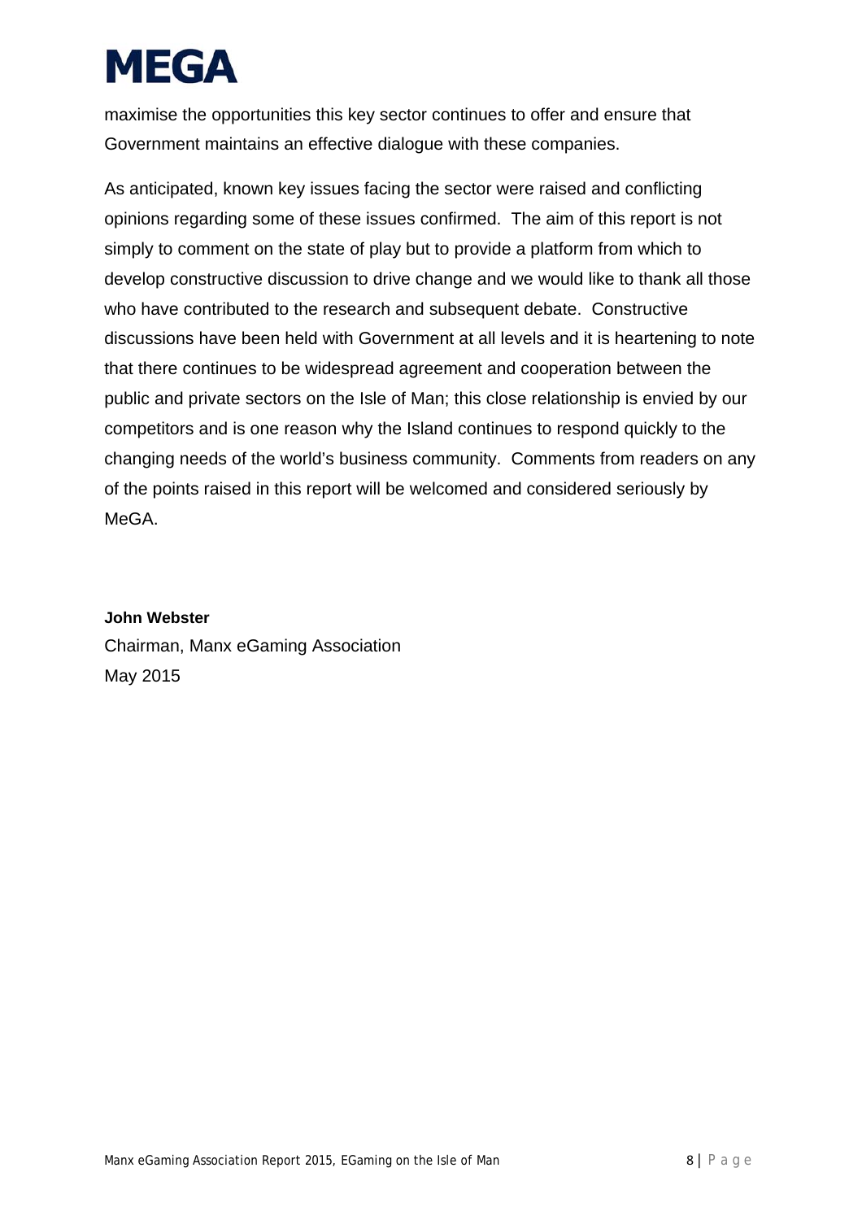maximise the opportunities this key sector continues to offer and ensure that Government maintains an effective dialogue with these companies.

As anticipated, known key issues facing the sector were raised and conflicting opinions regarding some of these issues confirmed. The aim of this report is not simply to comment on the state of play but to provide a platform from which to develop constructive discussion to drive change and we would like to thank all those who have contributed to the research and subsequent debate. Constructive discussions have been held with Government at all levels and it is heartening to note that there continues to be widespread agreement and cooperation between the public and private sectors on the Isle of Man; this close relationship is envied by our competitors and is one reason why the Island continues to respond quickly to the changing needs of the world's business community. Comments from readers on any of the points raised in this report will be welcomed and considered seriously by MeGA.

**John Webster**
Chairman, Manx eGaming Association
May 2015